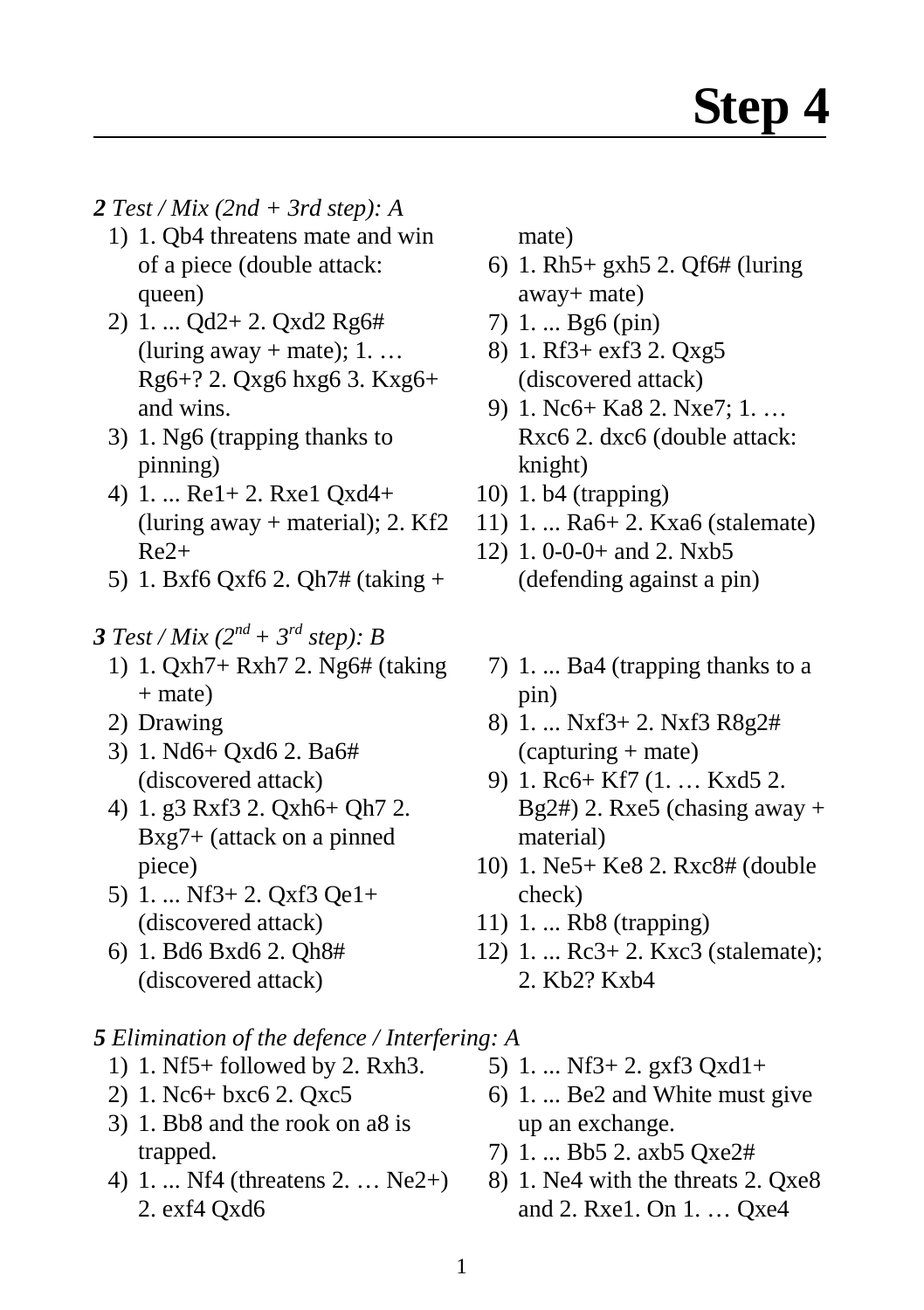# Step 4

***2*** *Test / Mix (2nd + 3rd step): A*

1) 1. Qb4 threatens mate and win of a piece (double attack: queen)
2) 1. ... Qd2+ 2. Qxd2 Rg6# (luring away + mate); 1. … Rg6+? 2. Qxg6 hxg6 3. Kxg6+ and wins.
3) 1. Ng6 (trapping thanks to pinning)
4) 1. ... Re1+ 2. Rxe1 Qxd4+ (luring away + material); 2. Kf2 Re2+
5) 1. Bxf6 Qxf6 2. Qh7# (taking + mate)
6) 1. Rh5+ gxh5 2. Qf6# (luring away+ mate)
7) 1. ... Bg6 (pin)
8) 1. Rf3+ exf3 2. Qxg5 (discovered attack)
9) 1. Nc6+ Ka8 2. Nxe7; 1. … Rxc6 2. dxc6 (double attack: knight)
10) 1. b4 (trapping)
11) 1. ... Ra6+ 2. Kxa6 (stalemate)
12) 1. 0-0-0+ and 2. Nxb5 (defending against a pin)

***3*** *Test / Mix (2nd + 3rd step): B*

1) 1. Qxh7+ Rxh7 2. Ng6# (taking + mate)
2) Drawing
3) 1. Nd6+ Qxd6 2. Ba6# (discovered attack)
4) 1. g3 Rxf3 2. Qxh6+ Qh7 2. Bxg7+ (attack on a pinned piece)
5) 1. ... Nf3+ 2. Qxf3 Qe1+ (discovered attack)
6) 1. Bd6 Bxd6 2. Qh8# (discovered attack)
7) 1. ... Ba4 (trapping thanks to a pin)
8) 1. ... Nxf3+ 2. Nxf3 R8g2# (capturing + mate)
9) 1. Rc6+ Kf7 (1. … Kxd5 2. Bg2#) 2. Rxe5 (chasing away + material)
10) 1. Ne5+ Ke8 2. Rxc8# (double check)
11) 1. ... Rb8 (trapping)
12) 1. ... Rc3+ 2. Kxc3 (stalemate); 2. Kb2? Kxb4

***5*** *Elimination of the defence / Interfering: A*

1) 1. Nf5+ followed by 2. Rxh3.
2) 1. Nc6+ bxc6 2. Qxc5
3) 1. Bb8 and the rook on a8 is trapped.
4) 1. ... Nf4 (threatens 2. … Ne2+) 2. exf4 Qxd6
5) 1. ... Nf3+ 2. gxf3 Qxd1+
6) 1. ... Be2 and White must give up an exchange.
7) 1. ... Bb5 2. axb5 Qxe2#
8) 1. Ne4 with the threats 2. Qxe8 and 2. Rxe1. On 1. … Qxe4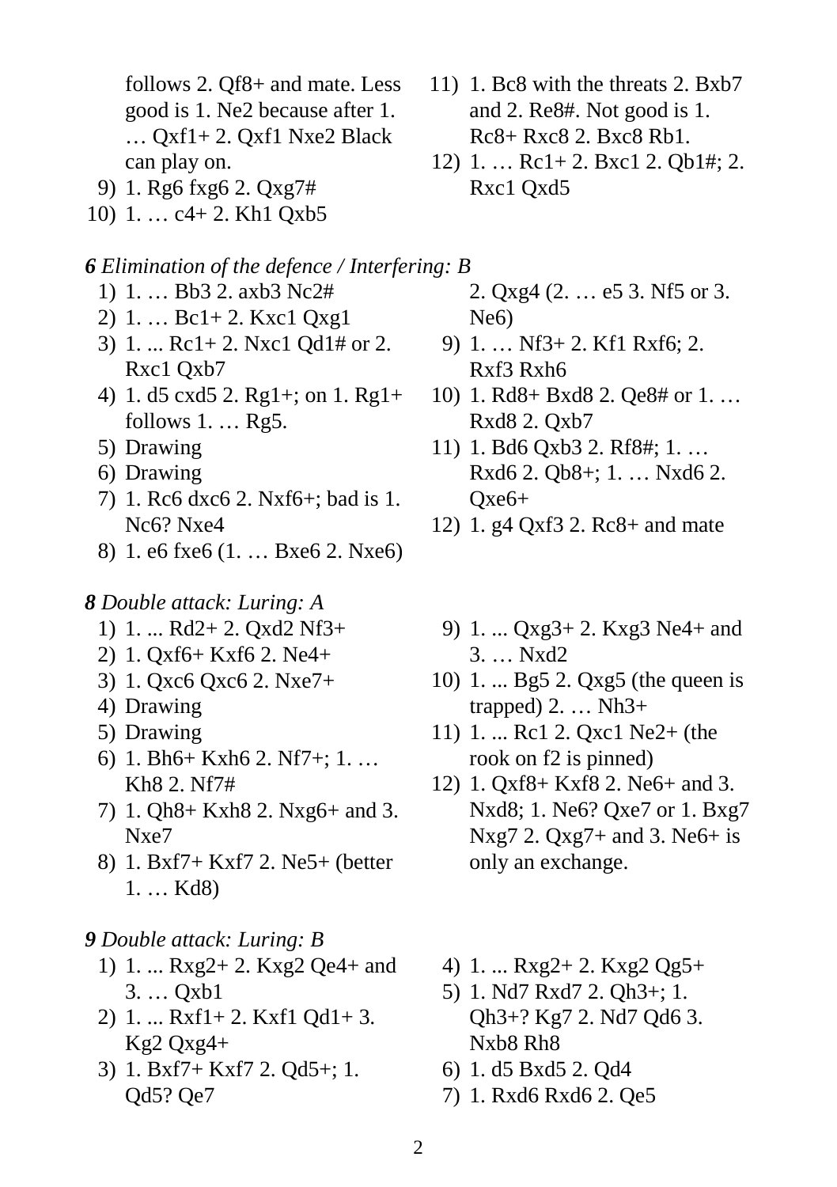follows 2. Qf8+ and mate. Less good is 1. Ne2 because after 1. … Qxf1+ 2. Qxf1 Nxe2 Black can play on.

9) 1. Rg6 fxg6 2. Qxg7#
10) 1. … c4+ 2. Kh1 Qxb5
11) 1. Bc8 with the threats 2. Bxb7 and 2. Re8#. Not good is 1. Rc8+ Rxc8 2. Bxc8 Rb1.
12) 1. … Rc1+ 2. Bxc1 2. Qb1#; 2. Rxc1 Qxd5

***6** Elimination of the defence / Interfering: B*

1) 1. … Bb3 2. axb3 Nc2#
2) 1. … Bc1+ 2. Kxc1 Qxg1
3) 1. ... Rc1+ 2. Nxc1 Qd1# or 2. Rxc1 Qxb7
4) 1. d5 cxd5 2. Rg1+; on 1. Rg1+ follows 1. … Rg5.
5) Drawing
6) Drawing
7) 1. Rc6 dxc6 2. Nxf6+; bad is 1. Nc6? Nxe4
8) 1. e6 fxe6 (1. … Bxe6 2. Nxe6) 2. Qxg4 (2. … e5 3. Nf5 or 3. Ne6)
9) 1. … Nf3+ 2. Kf1 Rxf6; 2. Rxf3 Rxh6
10) 1. Rd8+ Bxd8 2. Qe8# or 1. … Rxd8 2. Qxb7
11) 1. Bd6 Qxb3 2. Rf8#; 1. … Rxd6 2. Qb8+; 1. … Nxd6 2. Qxe6+
12) 1. g4 Qxf3 2. Rc8+ and mate

***8** Double attack: Luring: A*

1) 1. ... Rd2+ 2. Qxd2 Nf3+
2) 1. Qxf6+ Kxf6 2. Ne4+
3) 1. Qxc6 Qxc6 2. Nxe7+
4) Drawing
5) Drawing
6) 1. Bh6+ Kxh6 2. Nf7+; 1. … Kh8 2. Nf7#
7) 1. Qh8+ Kxh8 2. Nxg6+ and 3. Nxe7
8) 1. Bxf7+ Kxf7 2. Ne5+ (better 1. … Kd8)
9) 1. ... Qxg3+ 2. Kxg3 Ne4+ and 3. … Nxd2
10) 1. ... Bg5 2. Qxg5 (the queen is trapped) 2. … Nh3+
11) 1. ... Rc1 2. Qxc1 Ne2+ (the rook on f2 is pinned)
12) 1. Qxf8+ Kxf8 2. Ne6+ and 3. Nxd8; 1. Ne6? Qxe7 or 1. Bxg7 Nxg7 2. Qxg7+ and 3. Ne6+ is only an exchange.

***9** Double attack: Luring: B*

1) 1. ... Rxg2+ 2. Kxg2 Qe4+ and 3. … Qxb1
2) 1. ... Rxf1+ 2. Kxf1 Qd1+ 3. Kg2 Qxg4+
3) 1. Bxf7+ Kxf7 2. Qd5+; 1. Qd5? Qe7
4) 1. ... Rxg2+ 2. Kxg2 Qg5+
5) 1. Nd7 Rxd7 2. Qh3+; 1. Qh3+? Kg7 2. Nd7 Qd6 3. Nxb8 Rh8
6) 1. d5 Bxd5 2. Qd4
7) 1. Rxd6 Rxd6 2. Qe5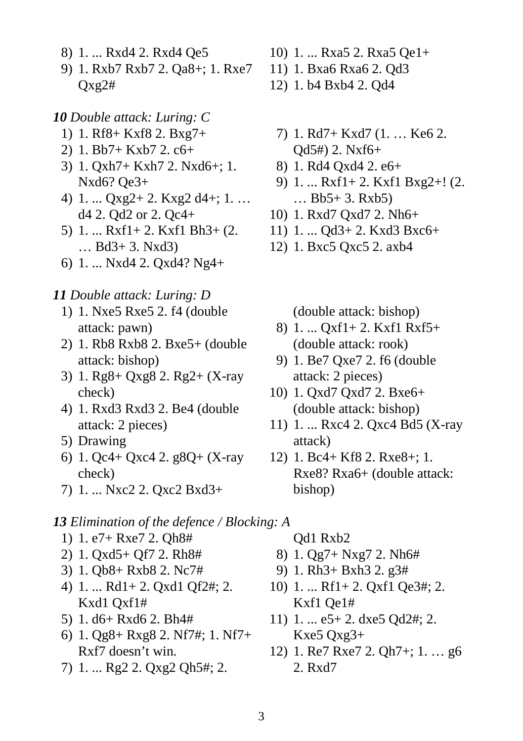8) 1. ... Rxd4 2. Rxd4 Qe5
9) 1. Rxb7 Rxb7 2. Qa8+; 1. Rxe7 Qxg2#
10) 1. ... Rxa5 2. Rxa5 Qe1+
11) 1. Bxa6 Rxa6 2. Qd3
12) 1. b4 Bxb4 2. Qd4

***10** Double attack: Luring: C*

1) 1. Rf8+ Kxf8 2. Bxg7+
2) 1. Bb7+ Kxb7 2. c6+
3) 1. Qxh7+ Kxh7 2. Nxd6+; 1. Nxd6? Qe3+
4) 1. ... Qxg2+ 2. Kxg2 d4+; 1. … d4 2. Qd2 or 2. Qc4+
5) 1. ... Rxf1+ 2. Kxf1 Bh3+ (2. … Bd3+ 3. Nxd3)
6) 1. ... Nxd4 2. Qxd4? Ng4+
7) 1. Rd7+ Kxd7 (1. … Ke6 2. Qd5#) 2. Nxf6+
8) 1. Rd4 Qxd4 2. e6+
9) 1. ... Rxf1+ 2. Kxf1 Bxg2+! (2. … Bb5+ 3. Rxb5)
10) 1. Rxd7 Qxd7 2. Nh6+
11) 1. ... Qd3+ 2. Kxd3 Bxc6+
12) 1. Bxc5 Qxc5 2. axb4

***11** Double attack: Luring: D*

1) 1. Nxe5 Rxe5 2. f4 (double attack: pawn)
2) 1. Rb8 Rxb8 2. Bxe5+ (double attack: bishop)
3) 1. Rg8+ Qxg8 2. Rg2+ (X-ray check)
4) 1. Rxd3 Rxd3 2. Be4 (double attack: 2 pieces)
5) Drawing
6) 1. Qc4+ Qxc4 2. g8Q+ (X-ray check)
7) 1. ... Nxc2 2. Qxc2 Bxd3+ (double attack: bishop)
8) 1. ... Qxf1+ 2. Kxf1 Rxf5+ (double attack: rook)
9) 1. Be7 Qxe7 2. f6 (double attack: 2 pieces)
10) 1. Qxd7 Qxd7 2. Bxe6+ (double attack: bishop)
11) 1. ... Rxc4 2. Qxc4 Bd5 (X-ray attack)
12) 1. Bc4+ Kf8 2. Rxe8+; 1. Rxe8? Rxa6+ (double attack: bishop)

***13** Elimination of the defence / Blocking: A*

1) 1. e7+ Rxe7 2. Qh8#
2) 1. Qxd5+ Qf7 2. Rh8#
3) 1. Qb8+ Rxb8 2. Nc7#
4) 1. ... Rd1+ 2. Qxd1 Qf2#; 2. Kxd1 Qxf1#
5) 1. d6+ Rxd6 2. Bh4#
6) 1. Qg8+ Rxg8 2. Nf7#; 1. Nf7+ Rxf7 doesn’t win.
7) 1. ... Rg2 2. Qxg2 Qh5#; 2. Qd1 Rxb2
8) 1. Qg7+ Nxg7 2. Nh6#
9) 1. Rh3+ Bxh3 2. g3#
10) 1. ... Rf1+ 2. Qxf1 Qe3#; 2. Kxf1 Qe1#
11) 1. ... e5+ 2. dxe5 Qd2#; 2. Kxe5 Qxg3+
12) 1. Re7 Rxe7 2. Qh7+; 1. … g6 2. Rxd7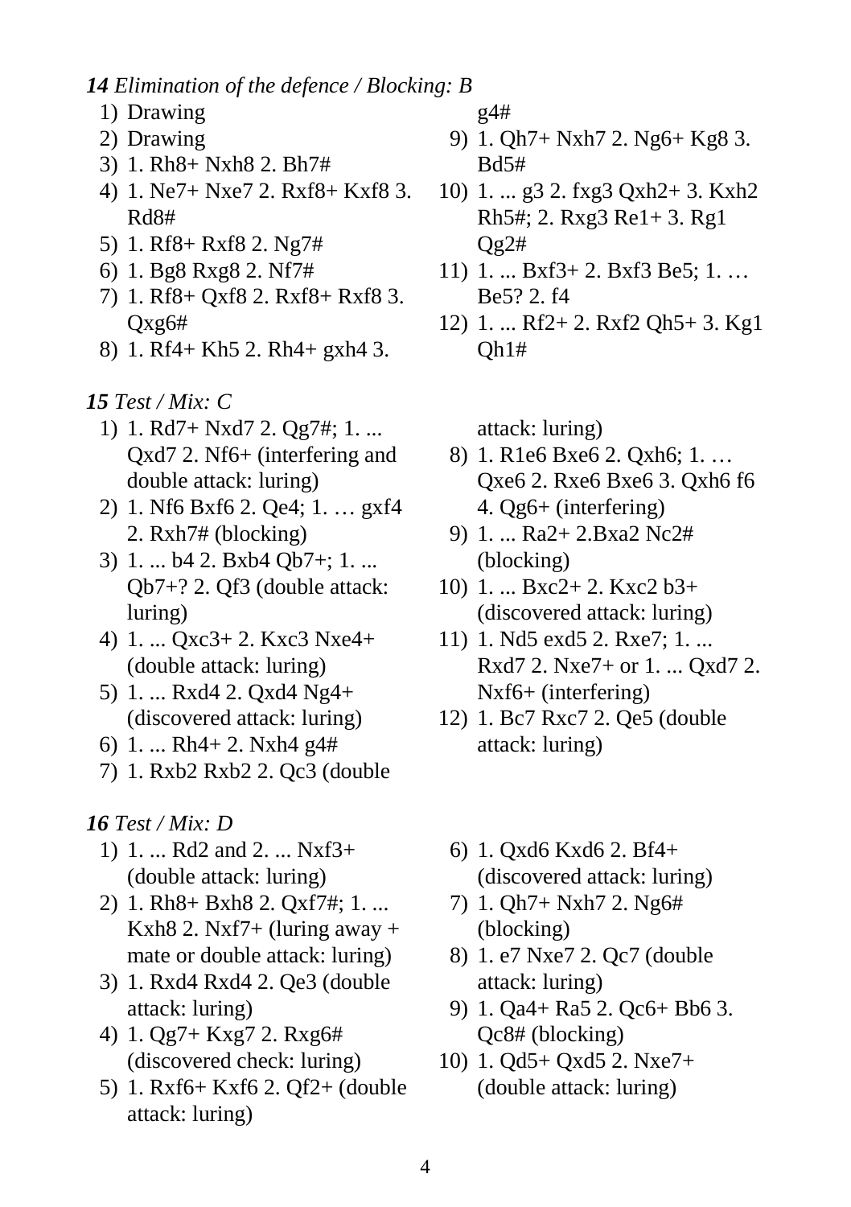***14** Elimination of the defence / Blocking: B*

1) Drawing
2) Drawing
3) 1. Rh8+ Nxh8 2. Bh7#
4) 1. Ne7+ Nxe7 2. Rxf8+ Kxf8 3. Rd8#
5) 1. Rf8+ Rxf8 2. Ng7#
6) 1. Bg8 Rxg8 2. Nf7#
7) 1. Rf8+ Qxf8 2. Rxf8+ Rxf8 3. Qxg6#
8) 1. Rf4+ Kh5 2. Rh4+ gxh4 3. g4#
9) 1. Qh7+ Nxh7 2. Ng6+ Kg8 3. Bd5#
10) 1. ... g3 2. fxg3 Qxh2+ 3. Kxh2 Rh5#; 2. Rxg3 Re1+ 3. Rg1 Qg2#
11) 1. ... Bxf3+ 2. Bxf3 Be5; 1. … Be5? 2. f4
12) 1. ... Rf2+ 2. Rxf2 Qh5+ 3. Kg1 Qh1#

***15** Test / Mix: C*

1) 1. Rd7+ Nxd7 2. Qg7#; 1. ... Qxd7 2. Nf6+ (interfering and double attack: luring)
2) 1. Nf6 Bxf6 2. Qe4; 1. … gxf4 2. Rxh7# (blocking)
3) 1. ... b4 2. Bxb4 Qb7+; 1. ... Qb7+? 2. Qf3 (double attack: luring)
4) 1. ... Qxc3+ 2. Kxc3 Nxe4+ (double attack: luring)
5) 1. ... Rxd4 2. Qxd4 Ng4+ (discovered attack: luring)
6) 1. ... Rh4+ 2. Nxh4 g4#
7) 1. Rxb2 Rxb2 2. Qc3 (double attack: luring)
8) 1. R1e6 Bxe6 2. Qxh6; 1. … Qxe6 2. Rxe6 Bxe6 3. Qxh6 f6 4. Qg6+ (interfering)
9) 1. ... Ra2+ 2.Bxa2 Nc2# (blocking)
10) 1. ... Bxc2+ 2. Kxc2 b3+ (discovered attack: luring)
11) 1. Nd5 exd5 2. Rxe7; 1. ... Rxd7 2. Nxe7+ or 1. ... Qxd7 2. Nxf6+ (interfering)
12) 1. Bc7 Rxc7 2. Qe5 (double attack: luring)

***16** Test / Mix: D*

1) 1. ... Rd2 and 2. ... Nxf3+ (double attack: luring)
2) 1. Rh8+ Bxh8 2. Qxf7#; 1. ... Kxh8 2. Nxf7+ (luring away + mate or double attack: luring)
3) 1. Rxd4 Rxd4 2. Qe3 (double attack: luring)
4) 1. Qg7+ Kxg7 2. Rxg6# (discovered check: luring)
5) 1. Rxf6+ Kxf6 2. Qf2+ (double attack: luring)
6) 1. Qxd6 Kxd6 2. Bf4+ (discovered attack: luring)
7) 1. Qh7+ Nxh7 2. Ng6# (blocking)
8) 1. e7 Nxe7 2. Qc7 (double attack: luring)
9) 1. Qa4+ Ra5 2. Qc6+ Bb6 3. Qc8# (blocking)
10) 1. Qd5+ Qxd5 2. Nxe7+ (double attack: luring)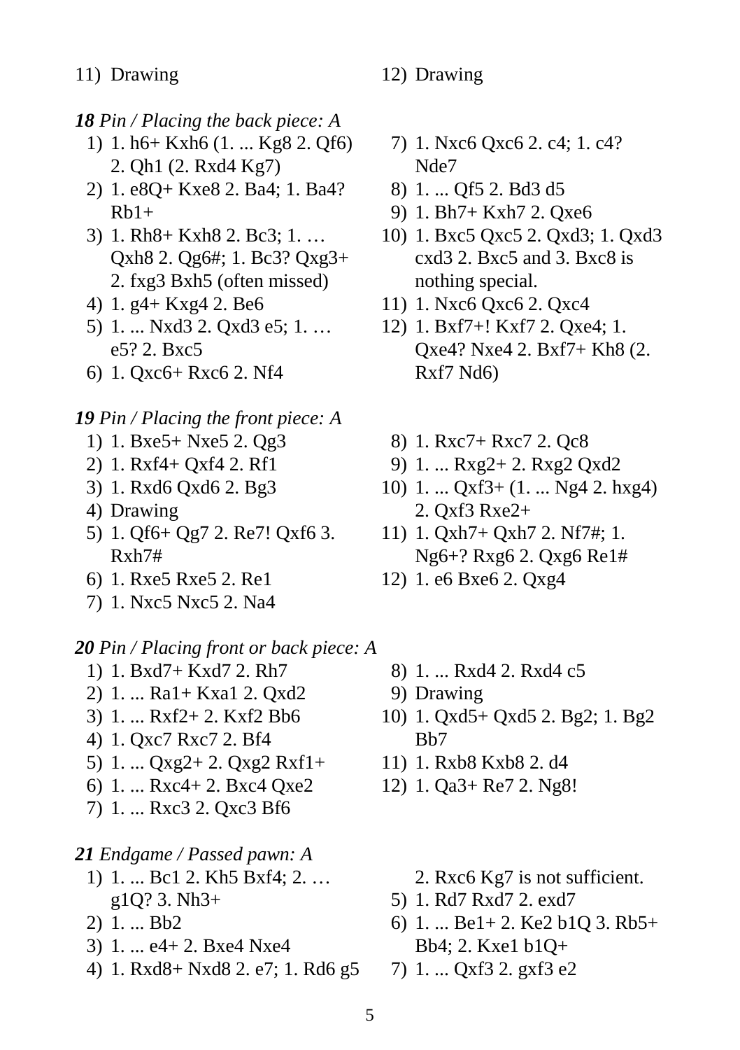11) Drawing

12) Drawing

***18** Pin / Placing the back piece: A*

1) 1. h6+ Kxh6 (1. ... Kg8 2. Qf6) 2. Qh1 (2. Rxd4 Kg7)
2) 1. e8Q+ Kxe8 2. Ba4; 1. Ba4? Rb1+
3) 1. Rh8+ Kxh8 2. Bc3; 1. … Qxh8 2. Qg6#; 1. Bc3? Qxg3+ 2. fxg3 Bxh5 (often missed)
4) 1. g4+ Kxg4 2. Be6
5) 1. ... Nxd3 2. Qxd3 e5; 1. … e5? 2. Bxc5
6) 1. Qxc6+ Rxc6 2. Nf4
7) 1. Nxc6 Qxc6 2. c4; 1. c4? Nde7
8) 1. ... Qf5 2. Bd3 d5
9) 1. Bh7+ Kxh7 2. Qxe6
10) 1. Bxc5 Qxc5 2. Qxd3; 1. Qxd3 cxd3 2. Bxc5 and 3. Bxc8 is nothing special.
11) 1. Nxc6 Qxc6 2. Qxc4
12) 1. Bxf7+! Kxf7 2. Qxe4; 1. Qxe4? Nxe4 2. Bxf7+ Kh8 (2. Rxf7 Nd6)

***19** Pin / Placing the front piece: A*

1) 1. Bxe5+ Nxe5 2. Qg3
2) 1. Rxf4+ Qxf4 2. Rf1
3) 1. Rxd6 Qxd6 2. Bg3
4) Drawing
5) 1. Qf6+ Qg7 2. Re7! Qxf6 3. Rxh7#
6) 1. Rxe5 Rxe5 2. Re1
7) 1. Nxc5 Nxc5 2. Na4
8) 1. Rxc7+ Rxc7 2. Qc8
9) 1. ... Rxg2+ 2. Rxg2 Qxd2
10) 1. ... Qxf3+ (1. ... Ng4 2. hxg4) 2. Qxf3 Rxe2+
11) 1. Qxh7+ Qxh7 2. Nf7#; 1. Ng6+? Rxg6 2. Qxg6 Re1#
12) 1. e6 Bxe6 2. Qxg4

***20** Pin / Placing front or back piece: A*

1) 1. Bxd7+ Kxd7 2. Rh7
2) 1. ... Ra1+ Kxa1 2. Qxd2
3) 1. ... Rxf2+ 2. Kxf2 Bb6
4) 1. Qxc7 Rxc7 2. Bf4
5) 1. ... Qxg2+ 2. Qxg2 Rxf1+
6) 1. ... Rxc4+ 2. Bxc4 Qxe2
7) 1. ... Rxc3 2. Qxc3 Bf6
8) 1. ... Rxd4 2. Rxd4 c5
9) Drawing
10) 1. Qxd5+ Qxd5 2. Bg2; 1. Bg2 Bb7
11) 1. Rxb8 Kxb8 2. d4
12) 1. Qa3+ Re7 2. Ng8!

***21** Endgame / Passed pawn: A*

1) 1. ... Bc1 2. Kh5 Bxf4; 2. … g1Q? 3. Nh3+
2) 1. ... Bb2
3) 1. ... e4+ 2. Bxe4 Nxe4
4) 1. Rxd8+ Nxd8 2. e7; 1. Rd6 g5 2. Rxc6 Kg7 is not sufficient.
5) 1. Rd7 Rxd7 2. exd7
6) 1. ... Be1+ 2. Ke2 b1Q 3. Rb5+ Bb4; 2. Kxe1 b1Q+
7) 1. ... Qxf3 2. gxf3 e2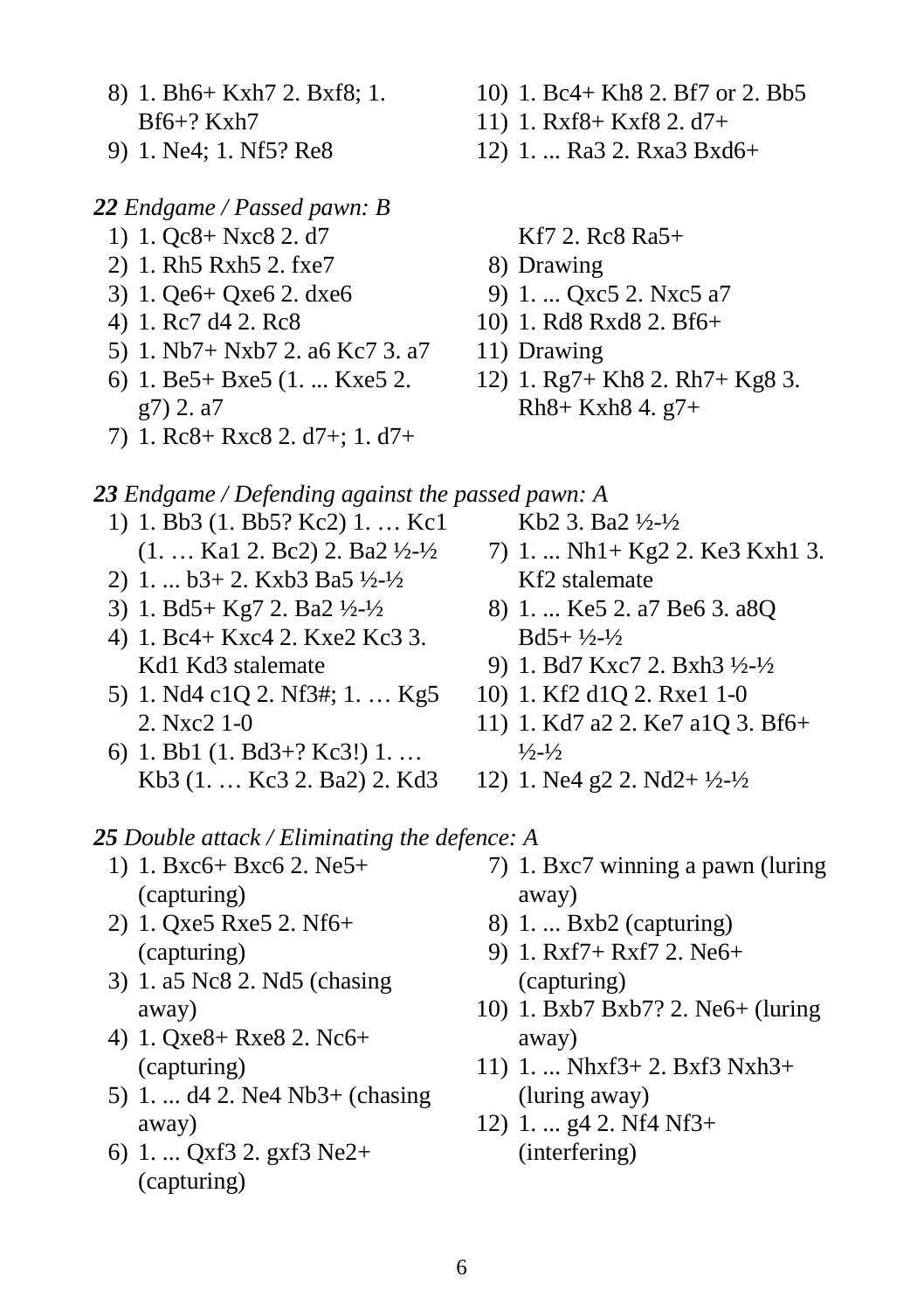8) 1. Bh6+ Kxh7 2. Bxf8; 1. Bf6+? Kxh7
9) 1. Ne4; 1. Nf5? Re8
10) 1. Bc4+ Kh8 2. Bf7 or 2. Bb5
11) 1. Rxf8+ Kxf8 2. d7+
12) 1. ... Ra3 2. Rxa3 Bxd6+

***22** Endgame / Passed pawn: B*

1) 1. Qc8+ Nxc8 2. d7
2) 1. Rh5 Rxh5 2. fxe7
3) 1. Qe6+ Qxe6 2. dxe6
4) 1. Rc7 d4 2. Rc8
5) 1. Nb7+ Nxb7 2. a6 Kc7 3. a7
6) 1. Be5+ Bxe5 (1. ... Kxe5 2. g7) 2. a7
7) 1. Rc8+ Rxc8 2. d7+; 1. d7+ Kf7 2. Rc8 Ra5+
8) Drawing
9) 1. ... Qxc5 2. Nxc5 a7
10) 1. Rd8 Rxd8 2. Bf6+
11) Drawing
12) 1. Rg7+ Kh8 2. Rh7+ Kg8 3. Rh8+ Kxh8 4. g7+

***23** Endgame / Defending against the passed pawn: A*

1) 1. Bb3 (1. Bb5? Kc2) 1. … Kc1 (1. … Ka1 2. Bc2) 2. Ba2 ½-½
2) 1. ... b3+ 2. Kxb3 Ba5 ½-½
3) 1. Bd5+ Kg7 2. Ba2 ½-½
4) 1. Bc4+ Kxc4 2. Kxe2 Kc3 3. Kd1 Kd3 stalemate
5) 1. Nd4 c1Q 2. Nf3#; 1. … Kg5 2. Nxc2 1-0
6) 1. Bb1 (1. Bd3+? Kc3!) 1. … Kb3 (1. … Kc3 2. Ba2) 2. Kd3 Kb2 3. Ba2 ½-½
7) 1. ... Nh1+ Kg2 2. Ke3 Kxh1 3. Kf2 stalemate
8) 1. ... Ke5 2. a7 Be6 3. a8Q Bd5+ ½-½
9) 1. Bd7 Kxc7 2. Bxh3 ½-½
10) 1. Kf2 d1Q 2. Rxe1 1-0
11) 1. Kd7 a2 2. Ke7 a1Q 3. Bf6+ ½-½
12) 1. Ne4 g2 2. Nd2+ ½-½

***25** Double attack / Eliminating the defence: A*

1) 1. Bxc6+ Bxc6 2. Ne5+ (capturing)
2) 1. Qxe5 Rxe5 2. Nf6+ (capturing)
3) 1. a5 Nc8 2. Nd5 (chasing away)
4) 1. Qxe8+ Rxe8 2. Nc6+ (capturing)
5) 1. ... d4 2. Ne4 Nb3+ (chasing away)
6) 1. ... Qxf3 2. gxf3 Ne2+ (capturing)
7) 1. Bxc7 winning a pawn (luring away)
8) 1. ... Bxb2 (capturing)
9) 1. Rxf7+ Rxf7 2. Ne6+ (capturing)
10) 1. Bxb7 Bxb7? 2. Ne6+ (luring away)
11) 1. ... Nhxf3+ 2. Bxf3 Nxh3+ (luring away)
12) 1. ... g4 2. Nf4 Nf3+ (interfering)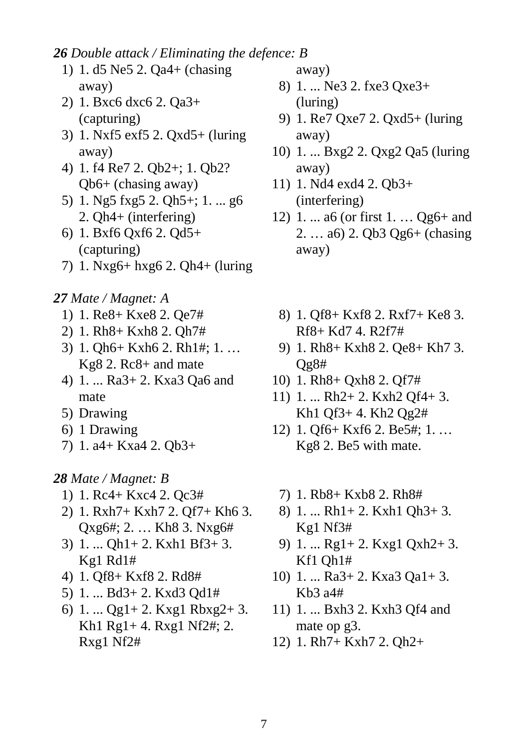***26** Double attack / Eliminating the defence: B*

1) 1. d5 Ne5 2. Qa4+ (chasing away)
2) 1. Bxc6 dxc6 2. Qa3+ (capturing)
3) 1. Nxf5 exf5 2. Qxd5+ (luring away)
4) 1. f4 Re7 2. Qb2+; 1. Qb2? Qb6+ (chasing away)
5) 1. Ng5 fxg5 2. Qh5+; 1. ... g6 2. Qh4+ (interfering)
6) 1. Bxf6 Qxf6 2. Qd5+ (capturing)
7) 1. Nxg6+ hxg6 2. Qh4+ (luring away)
8) 1. ... Ne3 2. fxe3 Qxe3+ (luring)
9) 1. Re7 Qxe7 2. Qxd5+ (luring away)
10) 1. ... Bxg2 2. Qxg2 Qa5 (luring away)
11) 1. Nd4 exd4 2. Qb3+ (interfering)
12) 1. ... a6 (or first 1. … Qg6+ and 2. … a6) 2. Qb3 Qg6+ (chasing away)

***27** Mate / Magnet: A*

1) 1. Re8+ Kxe8 2. Qe7#
2) 1. Rh8+ Kxh8 2. Qh7#
3) 1. Qh6+ Kxh6 2. Rh1#; 1. … Kg8 2. Rc8+ and mate
4) 1. ... Ra3+ 2. Kxa3 Qa6 and mate
5) Drawing
6) 1 Drawing
7) 1. a4+ Kxa4 2. Qb3+
8) 1. Qf8+ Kxf8 2. Rxf7+ Ke8 3. Rf8+ Kd7 4. R2f7#
9) 1. Rh8+ Kxh8 2. Qe8+ Kh7 3. Qg8#
10) 1. Rh8+ Qxh8 2. Qf7#
11) 1. ... Rh2+ 2. Kxh2 Qf4+ 3. Kh1 Qf3+ 4. Kh2 Qg2#
12) 1. Qf6+ Kxf6 2. Be5#; 1. … Kg8 2. Be5 with mate.

***28** Mate / Magnet: B*

1) 1. Rc4+ Kxc4 2. Qc3#
2) 1. Rxh7+ Kxh7 2. Qf7+ Kh6 3. Qxg6#; 2. … Kh8 3. Nxg6#
3) 1. ... Qh1+ 2. Kxh1 Bf3+ 3. Kg1 Rd1#
4) 1. Qf8+ Kxf8 2. Rd8#
5) 1. ... Bd3+ 2. Kxd3 Qd1#
6) 1. ... Qg1+ 2. Kxg1 Rbxg2+ 3. Kh1 Rg1+ 4. Rxg1 Nf2#; 2. Rxg1 Nf2#
7) 1. Rb8+ Kxb8 2. Rh8#
8) 1. ... Rh1+ 2. Kxh1 Qh3+ 3. Kg1 Nf3#
9) 1. ... Rg1+ 2. Kxg1 Qxh2+ 3. Kf1 Qh1#
10) 1. ... Ra3+ 2. Kxa3 Qa1+ 3. Kb3 a4#
11) 1. ... Bxh3 2. Kxh3 Qf4 and mate op g3.
12) 1. Rh7+ Kxh7 2. Qh2+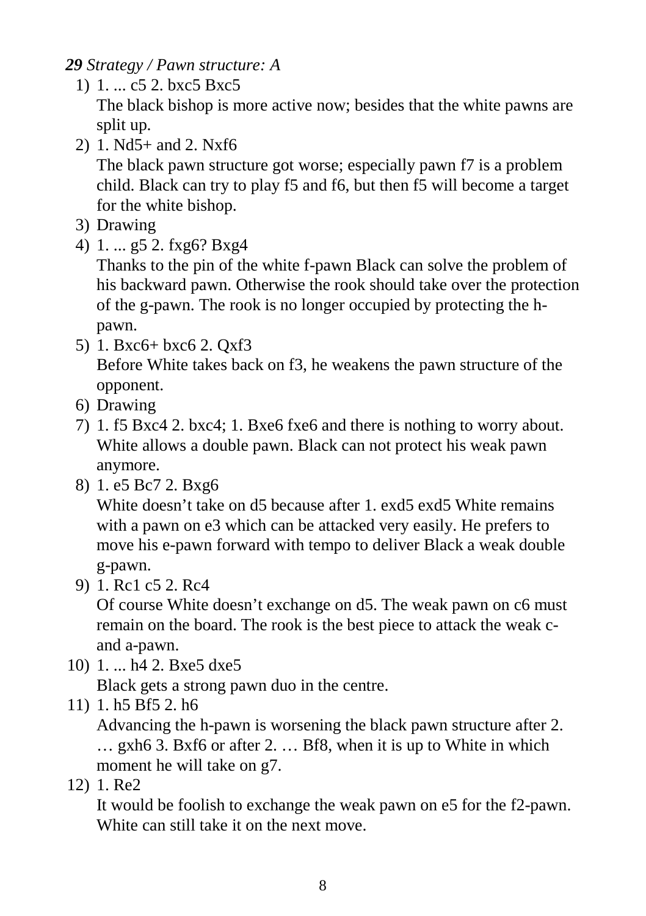***29** Strategy / Pawn structure: A*

1) 1. ... c5 2. bxc5 Bxc5
   The black bishop is more active now; besides that the white pawns are split up.
2) 1. Nd5+ and 2. Nxf6
   The black pawn structure got worse; especially pawn f7 is a problem child. Black can try to play f5 and f6, but then f5 will become a target for the white bishop.
3) Drawing
4) 1. ... g5 2. fxg6? Bxg4
   Thanks to the pin of the white f-pawn Black can solve the problem of his backward pawn. Otherwise the rook should take over the protection of the g-pawn. The rook is no longer occupied by protecting the h-pawn.
5) 1. Bxc6+ bxc6 2. Qxf3
   Before White takes back on f3, he weakens the pawn structure of the opponent.
6) Drawing
7) 1. f5 Bxc4 2. bxc4; 1. Bxe6 fxe6 and there is nothing to worry about. White allows a double pawn. Black can not protect his weak pawn anymore.
8) 1. e5 Bc7 2. Bxg6
   White doesn't take on d5 because after 1. exd5 exd5 White remains with a pawn on e3 which can be attacked very easily. He prefers to move his e-pawn forward with tempo to deliver Black a weak double g-pawn.
9) 1. Rc1 c5 2. Rc4
   Of course White doesn't exchange on d5. The weak pawn on c6 must remain on the board. The rook is the best piece to attack the weak c- and a-pawn.
10) 1. ... h4 2. Bxe5 dxe5
    Black gets a strong pawn duo in the centre.
11) 1. h5 Bf5 2. h6
    Advancing the h-pawn is worsening the black pawn structure after 2. … gxh6 3. Bxf6 or after 2. … Bf8, when it is up to White in which moment he will take on g7.
12) 1. Re2
    It would be foolish to exchange the weak pawn on e5 for the f2-pawn. White can still take it on the next move.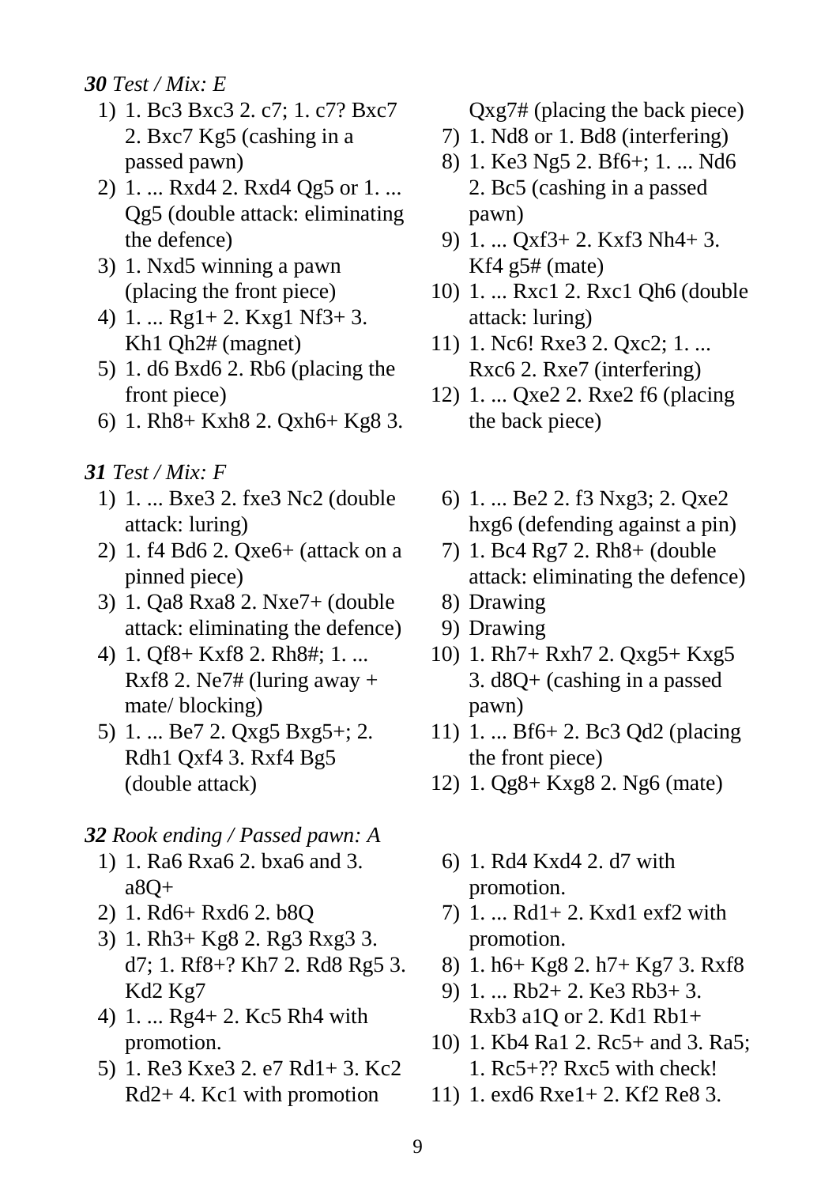***30** Test / Mix: E*

1) 1. Bc3 Bxc3 2. c7; 1. c7? Bxc7 2. Bxc7 Kg5 (cashing in a passed pawn)
2) 1. ... Rxd4 2. Rxd4 Qg5 or 1. ... Qg5 (double attack: eliminating the defence)
3) 1. Nxd5 winning a pawn (placing the front piece)
4) 1. ... Rg1+ 2. Kxg1 Nf3+ 3. Kh1 Qh2# (magnet)
5) 1. d6 Bxd6 2. Rb6 (placing the front piece)
6) 1. Rh8+ Kxh8 2. Qxh6+ Kg8 3. Qxg7# (placing the back piece)
7) 1. Nd8 or 1. Bd8 (interfering)
8) 1. Ke3 Ng5 2. Bf6+; 1. ... Nd6 2. Bc5 (cashing in a passed pawn)
9) 1. ... Qxf3+ 2. Kxf3 Nh4+ 3. Kf4 g5# (mate)
10) 1. ... Rxc1 2. Rxc1 Qh6 (double attack: luring)
11) 1. Nc6! Rxe3 2. Qxc2; 1. ... Rxc6 2. Rxe7 (interfering)
12) 1. ... Qxe2 2. Rxe2 f6 (placing the back piece)

***31** Test / Mix: F*

1) 1. ... Bxe3 2. fxe3 Nc2 (double attack: luring)
2) 1. f4 Bd6 2. Qxe6+ (attack on a pinned piece)
3) 1. Qa8 Rxa8 2. Nxe7+ (double attack: eliminating the defence)
4) 1. Qf8+ Kxf8 2. Rh8#; 1. ... Rxf8 2. Ne7# (luring away + mate/ blocking)
5) 1. ... Be7 2. Qxg5 Bxg5+; 2. Rdh1 Qxf4 3. Rxf4 Bg5 (double attack)
6) 1. ... Be2 2. f3 Nxg3; 2. Qxe2 hxg6 (defending against a pin)
7) 1. Bc4 Rg7 2. Rh8+ (double attack: eliminating the defence)
8) Drawing
9) Drawing
10) 1. Rh7+ Rxh7 2. Qxg5+ Kxg5 3. d8Q+ (cashing in a passed pawn)
11) 1. ... Bf6+ 2. Bc3 Qd2 (placing the front piece)
12) 1. Qg8+ Kxg8 2. Ng6 (mate)

***32** Rook ending / Passed pawn: A*

1) 1. Ra6 Rxa6 2. bxa6 and 3. a8Q+
2) 1. Rd6+ Rxd6 2. b8Q
3) 1. Rh3+ Kg8 2. Rg3 Rxg3 3. d7; 1. Rf8+? Kh7 2. Rd8 Rg5 3. Kd2 Kg7
4) 1. ... Rg4+ 2. Kc5 Rh4 with promotion.
5) 1. Re3 Kxe3 2. e7 Rd1+ 3. Kc2 Rd2+ 4. Kc1 with promotion
6) 1. Rd4 Kxd4 2. d7 with promotion.
7) 1. ... Rd1+ 2. Kxd1 exf2 with promotion.
8) 1. h6+ Kg8 2. h7+ Kg7 3. Rxf8
9) 1. ... Rb2+ 2. Ke3 Rb3+ 3. Rxb3 a1Q or 2. Kd1 Rb1+
10) 1. Kb4 Ra1 2. Rc5+ and 3. Ra5; 1. Rc5+?? Rxc5 with check!
11) 1. exd6 Rxe1+ 2. Kf2 Re8 3.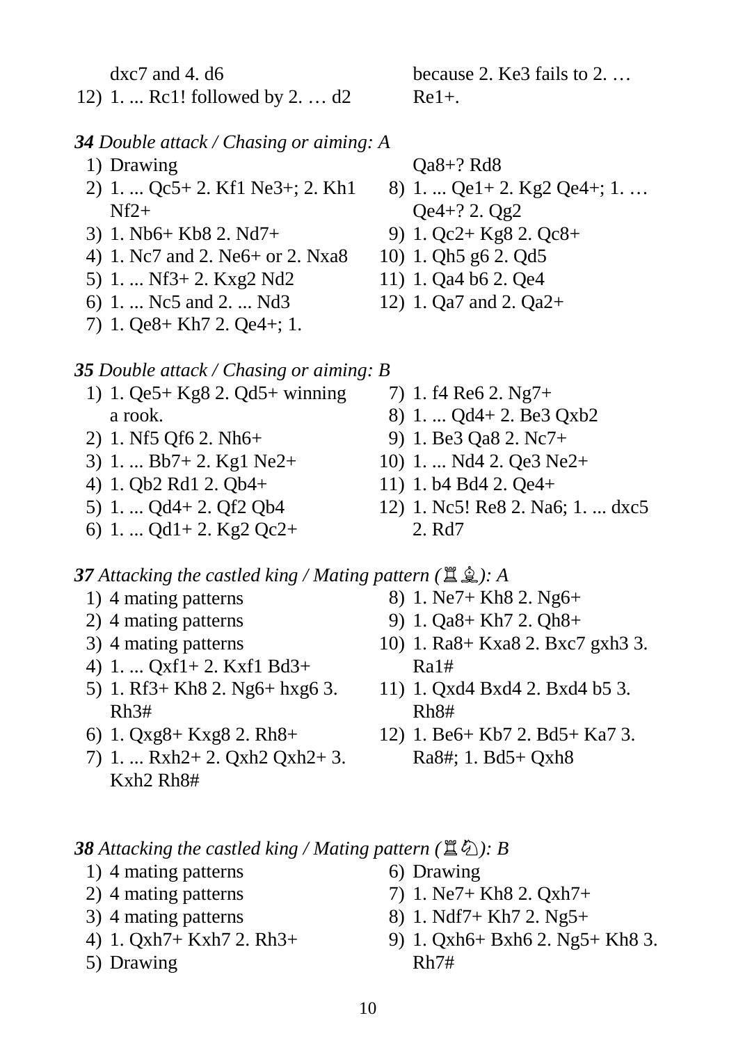dxc7 and 4. d6

12) 1. ... Rc1! followed by 2. … d2 because 2. Ke3 fails to 2. … Re1+.

***34** Double attack / Chasing or aiming: A*

1) Drawing
2) 1. ... Qc5+ 2. Kf1 Ne3+; 2. Kh1 Nf2+
3) 1. Nb6+ Kb8 2. Nd7+
4) 1. Nc7 and 2. Ne6+ or 2. Nxa8
5) 1. ... Nf3+ 2. Kxg2 Nd2
6) 1. ... Nc5 and 2. ... Nd3
7) 1. Qe8+ Kh7 2. Qe4+; 1. Qa8+? Rd8
8) 1. ... Qe1+ 2. Kg2 Qe4+; 1. … Qe4+? 2. Qg2
9) 1. Qc2+ Kg8 2. Qc8+
10) 1. Qh5 g6 2. Qd5
11) 1. Qa4 b6 2. Qe4
12) 1. Qa7 and 2. Qa2+

***35** Double attack / Chasing or aiming: B*

1) 1. Qe5+ Kg8 2. Qd5+ winning a rook.
2) 1. Nf5 Qf6 2. Nh6+
3) 1. ... Bb7+ 2. Kg1 Ne2+
4) 1. Qb2 Rd1 2. Qb4+
5) 1. ... Qd4+ 2. Qf2 Qb4
6) 1. ... Qd1+ 2. Kg2 Qc2+
7) 1. f4 Re6 2. Ng7+
8) 1. ... Qd4+ 2. Be3 Qxb2
9) 1. Be3 Qa8 2. Nc7+
10) 1. ... Nd4 2. Qe3 Ne2+
11) 1. b4 Bd4 2. Qe4+
12) 1. Nc5! Re8 2. Na6; 1. ... dxc5 2. Rd7

***37** Attacking the castled king / Mating pattern (♖♗): A*

1) 4 mating patterns
2) 4 mating patterns
3) 4 mating patterns
4) 1. ... Qxf1+ 2. Kxf1 Bd3+
5) 1. Rf3+ Kh8 2. Ng6+ hxg6 3. Rh3#
6) 1. Qxg8+ Kxg8 2. Rh8+
7) 1. ... Rxh2+ 2. Qxh2 Qxh2+ 3. Kxh2 Rh8#
8) 1. Ne7+ Kh8 2. Ng6+
9) 1. Qa8+ Kh7 2. Qh8+
10) 1. Ra8+ Kxa8 2. Bxc7 gxh3 3. Ra1#
11) 1. Qxd4 Bxd4 2. Bxd4 b5 3. Rh8#
12) 1. Be6+ Kb7 2. Bd5+ Ka7 3. Ra8#; 1. Bd5+ Qxh8

***38** Attacking the castled king / Mating pattern (♖♘): B*

1) 4 mating patterns
2) 4 mating patterns
3) 4 mating patterns
4) 1. Qxh7+ Kxh7 2. Rh3+
5) Drawing
6) Drawing
7) 1. Ne7+ Kh8 2. Qxh7+
8) 1. Ndf7+ Kh7 2. Ng5+
9) 1. Qxh6+ Bxh6 2. Ng5+ Kh8 3. Rh7#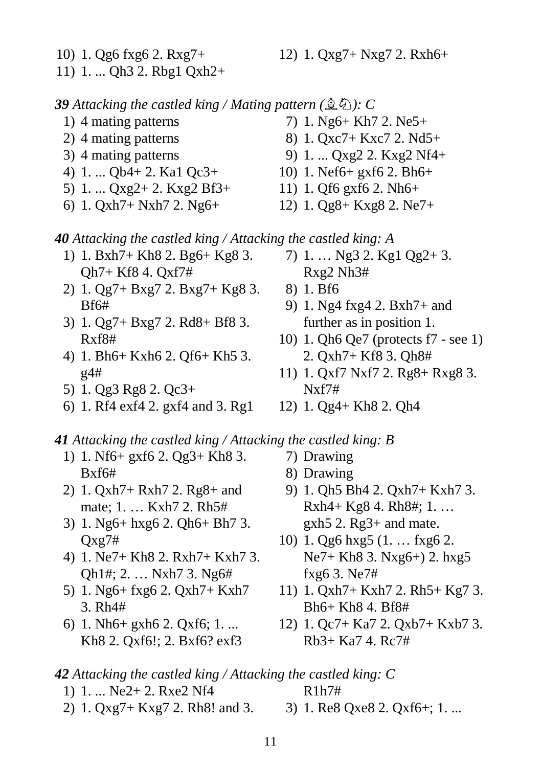10) 1. Qg6 fxg6 2. Rxg7+
11) 1. ... Qh3 2. Rbg1 Qxh2+
12) 1. Qxg7+ Nxg7 2. Rxh6+

***39** Attacking the castled king / Mating pattern (♗♘): C*

1) 4 mating patterns
2) 4 mating patterns
3) 4 mating patterns
4) 1. ... Qb4+ 2. Ka1 Qc3+
5) 1. ... Qxg2+ 2. Kxg2 Bf3+
6) 1. Qxh7+ Nxh7 2. Ng6+
7) 1. Ng6+ Kh7 2. Ne5+
8) 1. Qxc7+ Kxc7 2. Nd5+
9) 1. ... Qxg2 2. Kxg2 Nf4+
10) 1. Nef6+ gxf6 2. Bh6+
11) 1. Qf6 gxf6 2. Nh6+
12) 1. Qg8+ Kxg8 2. Ne7+

***40** Attacking the castled king / Attacking the castled king: A*

1) 1. Bxh7+ Kh8 2. Bg6+ Kg8 3. Qh7+ Kf8 4. Qxf7#
2) 1. Qg7+ Bxg7 2. Bxg7+ Kg8 3. Bf6#
3) 1. Qg7+ Bxg7 2. Rd8+ Bf8 3. Rxf8#
4) 1. Bh6+ Kxh6 2. Qf6+ Kh5 3. g4#
5) 1. Qg3 Rg8 2. Qc3+
6) 1. Rf4 exf4 2. gxf4 and 3. Rg1
7) 1. … Ng3 2. Kg1 Qg2+ 3. Rxg2 Nh3#
8) 1. Bf6
9) 1. Ng4 fxg4 2. Bxh7+ and further as in position 1.
10) 1. Qh6 Qe7 (protects f7 - see 1) 2. Qxh7+ Kf8 3. Qh8#
11) 1. Qxf7 Nxf7 2. Rg8+ Rxg8 3. Nxf7#
12) 1. Qg4+ Kh8 2. Qh4

***41** Attacking the castled king / Attacking the castled king: B*

1) 1. Nf6+ gxf6 2. Qg3+ Kh8 3. Bxf6#
2) 1. Qxh7+ Rxh7 2. Rg8+ and mate; 1. … Kxh7 2. Rh5#
3) 1. Ng6+ hxg6 2. Qh6+ Bh7 3. Qxg7#
4) 1. Ne7+ Kh8 2. Rxh7+ Kxh7 3. Qh1#; 2. … Nxh7 3. Ng6#
5) 1. Ng6+ fxg6 2. Qxh7+ Kxh7 3. Rh4#
6) 1. Nh6+ gxh6 2. Qxf6; 1. ... Kh8 2. Qxf6!; 2. Bxf6? exf3
7) Drawing
8) Drawing
9) 1. Qh5 Bh4 2. Qxh7+ Kxh7 3. Rxh4+ Kg8 4. Rh8#; 1. … gxh5 2. Rg3+ and mate.
10) 1. Qg6 hxg5 (1. … fxg6 2. Ne7+ Kh8 3. Nxg6+) 2. hxg5 fxg6 3. Ne7#
11) 1. Qxh7+ Kxh7 2. Rh5+ Kg7 3. Bh6+ Kh8 4. Bf8#
12) 1. Qc7+ Ka7 2. Qxb7+ Kxb7 3. Rb3+ Ka7 4. Rc7#

***42** Attacking the castled king / Attacking the castled king: C*

1) 1. ... Ne2+ 2. Rxe2 Nf4
2) 1. Qxg7+ Kxg7 2. Rh8! and 3. R1h7#
3) 1. Re8 Qxe8 2. Qxf6+; 1. ...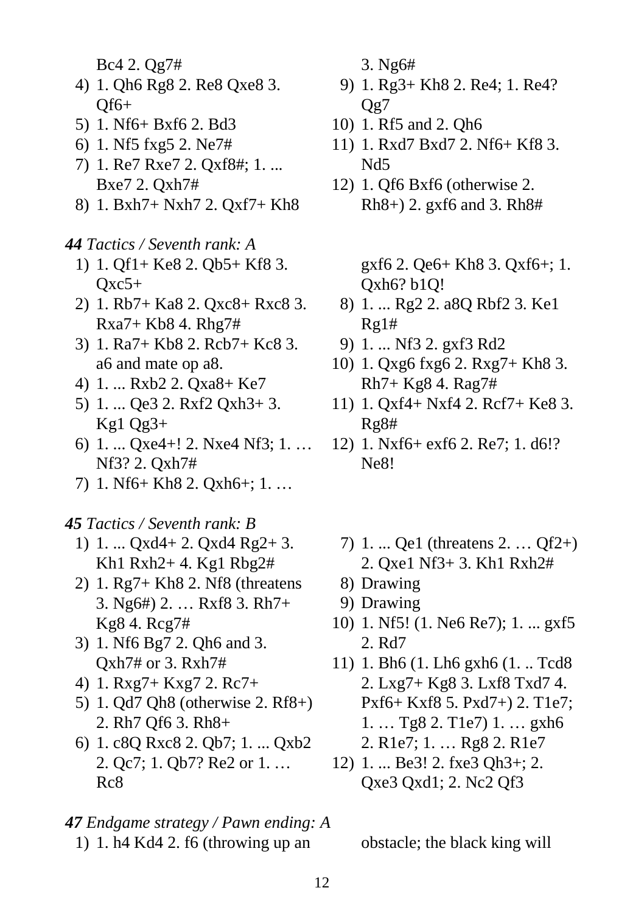Bc4 2. Qg7#

4) 1. Qh6 Rg8 2. Re8 Qxe8 3. Qf6+
5) 1. Nf6+ Bxf6 2. Bd3
6) 1. Nf5 fxg5 2. Ne7#
7) 1. Re7 Rxe7 2. Qxf8#; 1. ... Bxe7 2. Qxh7#
8) 1. Bxh7+ Nxh7 2. Qxf7+ Kh8 3. Ng6#
9) 1. Rg3+ Kh8 2. Re4; 1. Re4? Qg7
10) 1. Rf5 and 2. Qh6
11) 1. Rxd7 Bxd7 2. Nf6+ Kf8 3. Nd5
12) 1. Qf6 Bxf6 (otherwise 2. Rh8+) 2. gxf6 and 3. Rh8#

***44*** *Tactics / Seventh rank: A*

1) 1. Qf1+ Ke8 2. Qb5+ Kf8 3. Qxc5+
2) 1. Rb7+ Ka8 2. Qxc8+ Rxc8 3. Rxa7+ Kb8 4. Rhg7#
3) 1. Ra7+ Kb8 2. Rcb7+ Kc8 3. a6 and mate op a8.
4) 1. ... Rxb2 2. Qxa8+ Ke7
5) 1. ... Qe3 2. Rxf2 Qxh3+ 3. Kg1 Qg3+
6) 1. ... Qxe4+! 2. Nxe4 Nf3; 1. … Nf3? 2. Qxh7#
7) 1. Nf6+ Kh8 2. Qxh6+; 1. … gxf6 2. Qe6+ Kh8 3. Qxf6+; 1. Qxh6? b1Q!
8) 1. ... Rg2 2. a8Q Rbf2 3. Ke1 Rg1#
9) 1. ... Nf3 2. gxf3 Rd2
10) 1. Qxg6 fxg6 2. Rxg7+ Kh8 3. Rh7+ Kg8 4. Rag7#
11) 1. Qxf4+ Nxf4 2. Rcf7+ Ke8 3. Rg8#
12) 1. Nxf6+ exf6 2. Re7; 1. d6!? Ne8!

***45*** *Tactics / Seventh rank: B*

1) 1. ... Qxd4+ 2. Qxd4 Rg2+ 3. Kh1 Rxh2+ 4. Kg1 Rbg2#
2) 1. Rg7+ Kh8 2. Nf8 (threatens 3. Ng6#) 2. … Rxf8 3. Rh7+ Kg8 4. Rcg7#
3) 1. Nf6 Bg7 2. Qh6 and 3. Qxh7# or 3. Rxh7#
4) 1. Rxg7+ Kxg7 2. Rc7+
5) 1. Qd7 Qh8 (otherwise 2. Rf8+) 2. Rh7 Qf6 3. Rh8+
6) 1. c8Q Rxc8 2. Qb7; 1. ... Qxb2 2. Qc7; 1. Qb7? Re2 or 1. … Rc8
7) 1. ... Qe1 (threatens 2. … Qf2+) 2. Qxe1 Nf3+ 3. Kh1 Rxh2#
8) Drawing
9) Drawing
10) 1. Nf5! (1. Ne6 Re7); 1. ... gxf5 2. Rd7
11) 1. Bh6 (1. Lh6 gxh6 (1. .. Tcd8 2. Lxg7+ Kg8 3. Lxf8 Txd7 4. Pxf6+ Kxf8 5. Pxd7+) 2. T1e7; 1. … Tg8 2. T1e7) 1. … gxh6 2. R1e7; 1. … Rg8 2. R1e7
12) 1. ... Be3! 2. fxe3 Qh3+; 2. Qxe3 Qxd1; 2. Nc2 Qf3

***47*** *Endgame strategy / Pawn ending: A*

1) 1. h4 Kd4 2. f6 (throwing up an obstacle; the black king will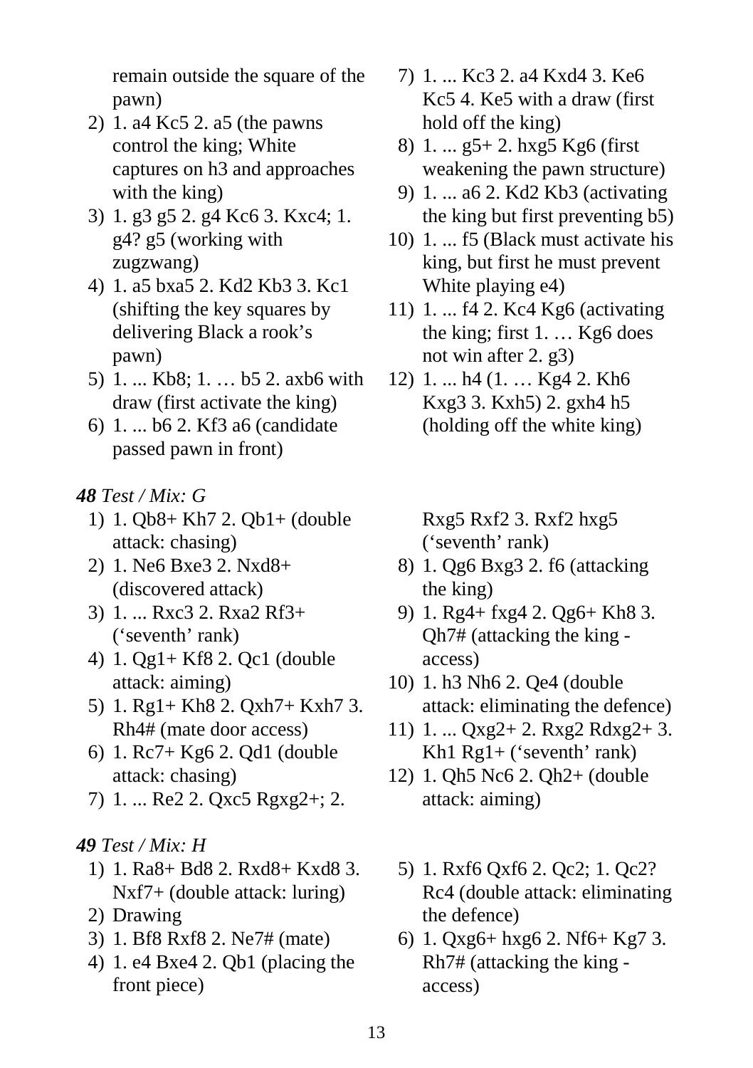remain outside the square of the pawn)
2) 1. a4 Kc5 2. a5 (the pawns control the king; White captures on h3 and approaches with the king)
3) 1. g3 g5 2. g4 Kc6 3. Kxc4; 1. g4? g5 (working with zugzwang)
4) 1. a5 bxa5 2. Kd2 Kb3 3. Kc1 (shifting the key squares by delivering Black a rook's pawn)
5) 1. ... Kb8; 1. … b5 2. axb6 with draw (first activate the king)
6) 1. ... b6 2. Kf3 a6 (candidate passed pawn in front)
7) 1. ... Kc3 2. a4 Kxd4 3. Ke6 Kc5 4. Ke5 with a draw (first hold off the king)
8) 1. ... g5+ 2. hxg5 Kg6 (first weakening the pawn structure)
9) 1. ... a6 2. Kd2 Kb3 (activating the king but first preventing b5)
10) 1. ... f5 (Black must activate his king, but first he must prevent White playing e4)
11) 1. ... f4 2. Kc4 Kg6 (activating the king; first 1. … Kg6 does not win after 2. g3)
12) 1. ... h4 (1. … Kg4 2. Kh6 Kxg3 3. Kxh5) 2. gxh4 h5 (holding off the white king)

***48** Test / Mix: G*

1) 1. Qb8+ Kh7 2. Qb1+ (double attack: chasing)
2) 1. Ne6 Bxe3 2. Nxd8+ (discovered attack)
3) 1. ... Rxc3 2. Rxa2 Rf3+ ('seventh' rank)
4) 1. Qg1+ Kf8 2. Qc1 (double attack: aiming)
5) 1. Rg1+ Kh8 2. Qxh7+ Kxh7 3. Rh4# (mate door access)
6) 1. Rc7+ Kg6 2. Qd1 (double attack: chasing)
7) 1. ... Re2 2. Qxc5 Rgxg2+; 2. Rxg5 Rxf2 3. Rxf2 hxg5 ('seventh' rank)
8) 1. Qg6 Bxg3 2. f6 (attacking the king)
9) 1. Rg4+ fxg4 2. Qg6+ Kh8 3. Qh7# (attacking the king - access)
10) 1. h3 Nh6 2. Qe4 (double attack: eliminating the defence)
11) 1. ... Qxg2+ 2. Rxg2 Rdxg2+ 3. Kh1 Rg1+ ('seventh' rank)
12) 1. Qh5 Nc6 2. Qh2+ (double attack: aiming)

***49** Test / Mix: H*

1) 1. Ra8+ Bd8 2. Rxd8+ Kxd8 3. Nxf7+ (double attack: luring)
2) Drawing
3) 1. Bf8 Rxf8 2. Ne7# (mate)
4) 1. e4 Bxe4 2. Qb1 (placing the front piece)
5) 1. Rxf6 Qxf6 2. Qc2; 1. Qc2? Rc4 (double attack: eliminating the defence)
6) 1. Qxg6+ hxg6 2. Nf6+ Kg7 3. Rh7# (attacking the king - access)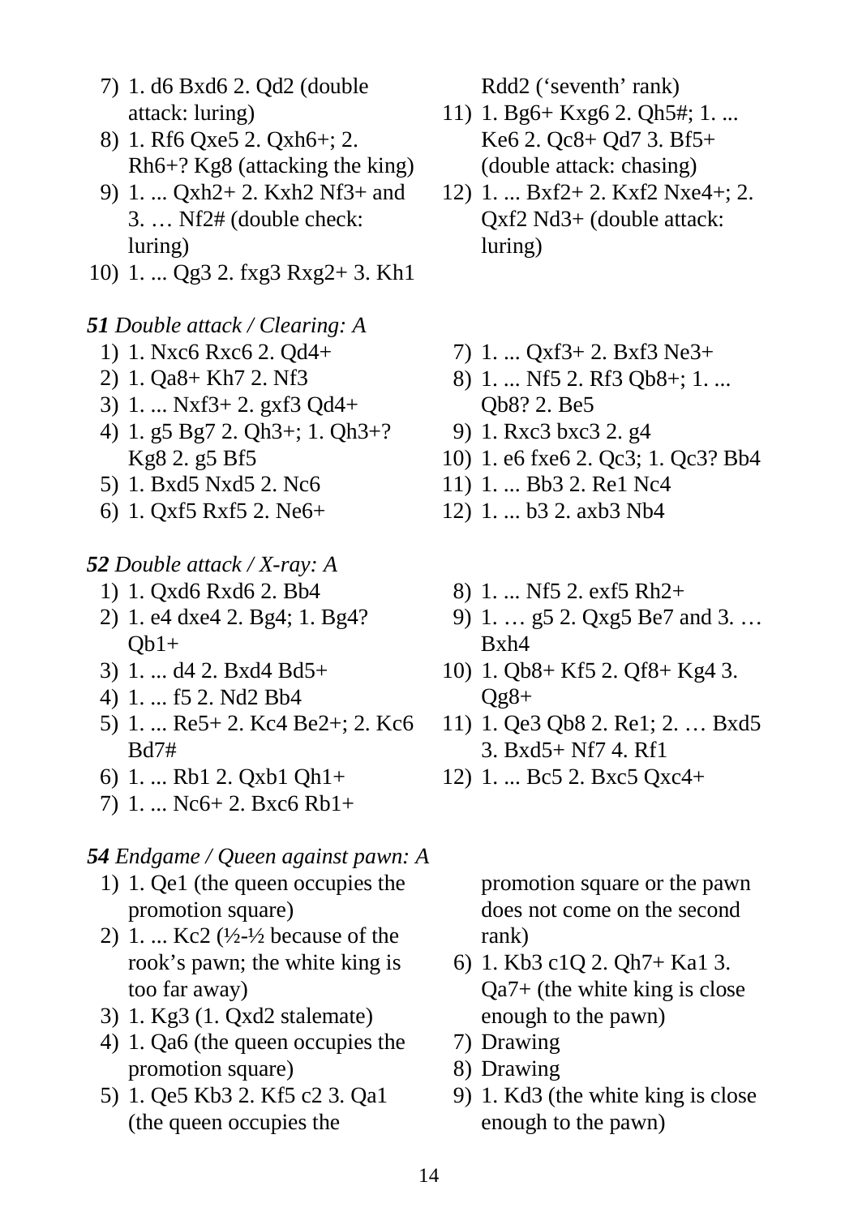7) 1. d6 Bxd6 2. Qd2 (double attack: luring)
8) 1. Rf6 Qxe5 2. Qxh6+; 2. Rh6+? Kg8 (attacking the king)
9) 1. ... Qxh2+ 2. Kxh2 Nf3+ and 3. … Nf2# (double check: luring)
10) 1. ... Qg3 2. fxg3 Rxg2+ 3. Kh1 Rdd2 (‘seventh’ rank)
11) 1. Bg6+ Kxg6 2. Qh5#; 1. ... Ke6 2. Qc8+ Qd7 3. Bf5+ (double attack: chasing)
12) 1. ... Bxf2+ 2. Kxf2 Nxe4+; 2. Qxf2 Nd3+ (double attack: luring)

***51*** *Double attack / Clearing: A*

1) 1. Nxc6 Rxc6 2. Qd4+
2) 1. Qa8+ Kh7 2. Nf3
3) 1. ... Nxf3+ 2. gxf3 Qd4+
4) 1. g5 Bg7 2. Qh3+; 1. Qh3+? Kg8 2. g5 Bf5
5) 1. Bxd5 Nxd5 2. Nc6
6) 1. Qxf5 Rxf5 2. Ne6+
7) 1. ... Qxf3+ 2. Bxf3 Ne3+
8) 1. ... Nf5 2. Rf3 Qb8+; 1. ... Qb8? 2. Be5
9) 1. Rxc3 bxc3 2. g4
10) 1. e6 fxe6 2. Qc3; 1. Qc3? Bb4
11) 1. ... Bb3 2. Re1 Nc4
12) 1. ... b3 2. axb3 Nb4

***52*** *Double attack / X-ray: A*

1) 1. Qxd6 Rxd6 2. Bb4
2) 1. e4 dxe4 2. Bg4; 1. Bg4? Qb1+
3) 1. ... d4 2. Bxd4 Bd5+
4) 1. ... f5 2. Nd2 Bb4
5) 1. ... Re5+ 2. Kc4 Be2+; 2. Kc6 Bd7#
6) 1. ... Rb1 2. Qxb1 Qh1+
7) 1. ... Nc6+ 2. Bxc6 Rb1+
8) 1. ... Nf5 2. exf5 Rh2+
9) 1. … g5 2. Qxg5 Be7 and 3. … Bxh4
10) 1. Qb8+ Kf5 2. Qf8+ Kg4 3. Qg8+
11) 1. Qe3 Qb8 2. Re1; 2. … Bxd5 3. Bxd5+ Nf7 4. Rf1
12) 1. ... Bc5 2. Bxc5 Qxc4+

***54*** *Endgame / Queen against pawn: A*

1) 1. Qe1 (the queen occupies the promotion square)
2) 1. ... Kc2 (½-½ because of the rook’s pawn; the white king is too far away)
3) 1. Kg3 (1. Qxd2 stalemate)
4) 1. Qa6 (the queen occupies the promotion square)
5) 1. Qe5 Kb3 2. Kf5 c2 3. Qa1 (the queen occupies the promotion square or the pawn does not come on the second rank)
6) 1. Kb3 c1Q 2. Qh7+ Ka1 3. Qa7+ (the white king is close enough to the pawn)
7) Drawing
8) Drawing
9) 1. Kd3 (the white king is close enough to the pawn)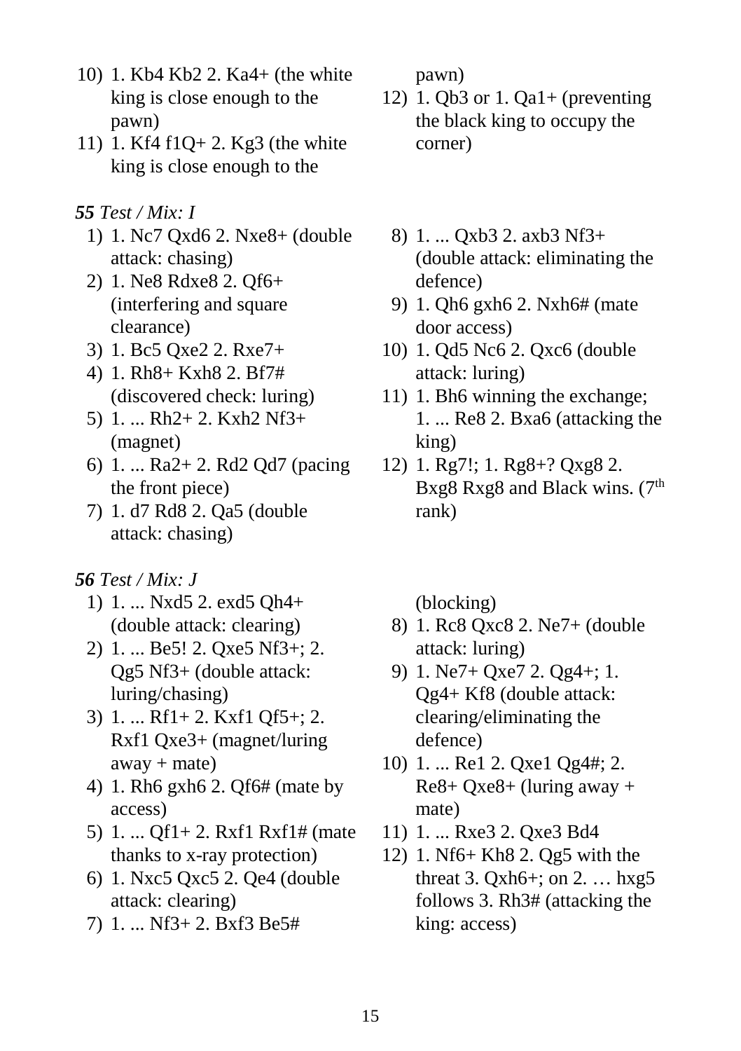10) 1. Kb4 Kb2 2. Ka4+ (the white king is close enough to the pawn)
11) 1. Kf4 f1Q+ 2. Kg3 (the white king is close enough to the pawn)
12) 1. Qb3 or 1. Qa1+ (preventing the black king to occupy the corner)

***55*** *Test / Mix: I*

1) 1. Nc7 Qxd6 2. Nxe8+ (double attack: chasing)
2) 1. Ne8 Rdxe8 2. Qf6+ (interfering and square clearance)
3) 1. Bc5 Qxe2 2. Rxe7+
4) 1. Rh8+ Kxh8 2. Bf7# (discovered check: luring)
5) 1. ... Rh2+ 2. Kxh2 Nf3+ (magnet)
6) 1. ... Ra2+ 2. Rd2 Qd7 (pacing the front piece)
7) 1. d7 Rd8 2. Qa5 (double attack: chasing)
8) 1. ... Qxb3 2. axb3 Nf3+ (double attack: eliminating the defence)
9) 1. Qh6 gxh6 2. Nxh6# (mate door access)
10) 1. Qd5 Nc6 2. Qxc6 (double attack: luring)
11) 1. Bh6 winning the exchange; 1. ... Re8 2. Bxa6 (attacking the king)
12) 1. Rg7!; 1. Rg8+? Qxg8 2. Bxg8 Rxg8 and Black wins. (7th rank)

***56*** *Test / Mix: J*

1) 1. ... Nxd5 2. exd5 Qh4+ (double attack: clearing)
2) 1. ... Be5! 2. Qxe5 Nf3+; 2. Qg5 Nf3+ (double attack: luring/chasing)
3) 1. ... Rf1+ 2. Kxf1 Qf5+; 2. Rxf1 Qxe3+ (magnet/luring away + mate)
4) 1. Rh6 gxh6 2. Qf6# (mate by access)
5) 1. ... Qf1+ 2. Rxf1 Rxf1# (mate thanks to x-ray protection)
6) 1. Nxc5 Qxc5 2. Qe4 (double attack: clearing)
7) 1. ... Nf3+ 2. Bxf3 Be5# (blocking)
8) 1. Rc8 Qxc8 2. Ne7+ (double attack: luring)
9) 1. Ne7+ Qxe7 2. Qg4+; 1. Qg4+ Kf8 (double attack: clearing/eliminating the defence)
10) 1. ... Re1 2. Qxe1 Qg4#; 2. Re8+ Qxe8+ (luring away + mate)
11) 1. ... Rxe3 2. Qxe3 Bd4
12) 1. Nf6+ Kh8 2. Qg5 with the threat 3. Qxh6+; on 2. … hxg5 follows 3. Rh3# (attacking the king: access)